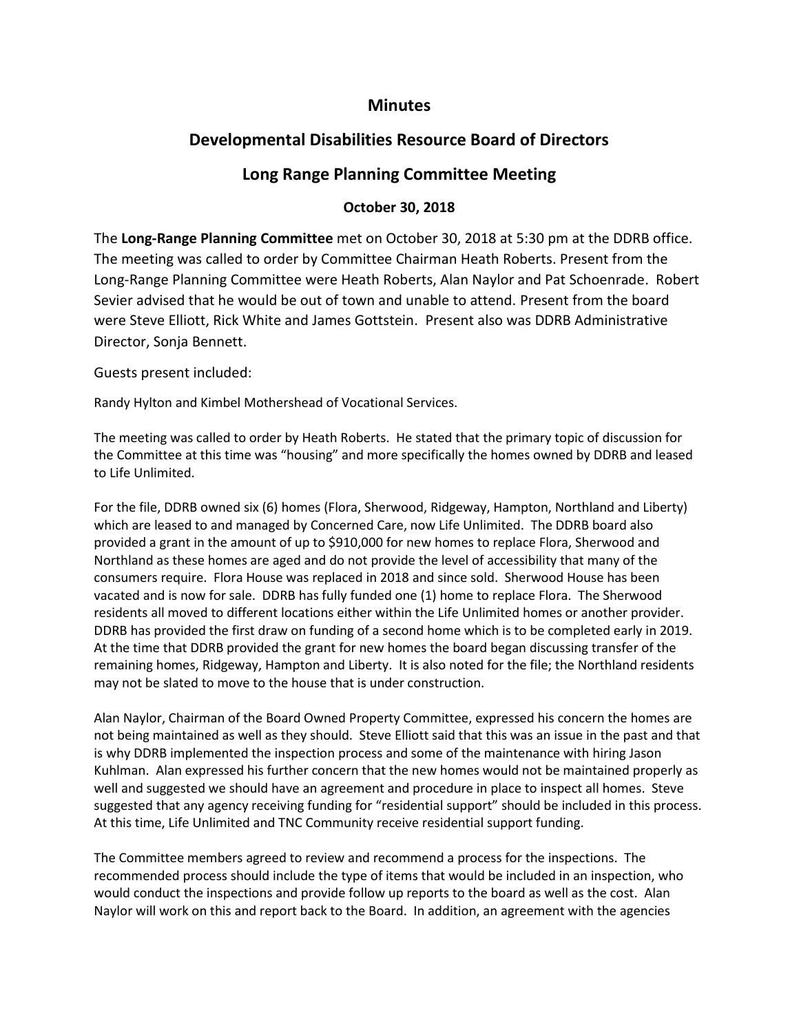# Minutes

## Developmental Disabilities Resource Board of Directors

## Long Range Planning Committee Meeting

### October 30, 2018

The **Long-Range Planning Committee** met on October 30, 2018 at 5:30 pm at the DDRB office. The meeting was called to order by Committee Chairman Heath Roberts. Present from the Long-Range Planning Committee were Heath Roberts, Alan Naylor and Pat Schoenrade. Robert Sevier advised that he would be out of town and unable to attend. Present from the board were Steve Elliott, Rick White and James Gottstein. Present also was DDRB Administrative Director, Sonja Bennett.

Guests present included:

Randy Hylton and Kimbel Mothershead of Vocational Services.

The meeting was called to order by Heath Roberts. He stated that the primary topic of discussion for the Committee at this time was "housing" and more specifically the homes owned by DDRB and leased to Life Unlimited.

For the file, DDRB owned six (6) homes (Flora, Sherwood, Ridgeway, Hampton, Northland and Liberty) which are leased to and managed by Concerned Care, now Life Unlimited. The DDRB board also provided a grant in the amount of up to $910,000 for new homes to replace Flora, Sherwood and Northland as these homes are aged and do not provide the level of accessibility that many of the consumers require. Flora House was replaced in 2018 and since sold. Sherwood House has been vacated and is now for sale. DDRB has fully funded one (1) home to replace Flora. The Sherwood residents all moved to different locations either within the Life Unlimited homes or another provider. DDRB has provided the first draw on funding of a second home which is to be completed early in 2019. At the time that DDRB provided the grant for new homes the board began discussing transfer of the remaining homes, Ridgeway, Hampton and Liberty. It is also noted for the file; the Northland residents may not be slated to move to the house that is under construction.

Alan Naylor, Chairman of the Board Owned Property Committee, expressed his concern the homes are not being maintained as well as they should. Steve Elliott said that this was an issue in the past and that is why DDRB implemented the inspection process and some of the maintenance with hiring Jason Kuhlman. Alan expressed his further concern that the new homes would not be maintained properly as well and suggested we should have an agreement and procedure in place to inspect all homes. Steve suggested that any agency receiving funding for "residential support" should be included in this process. At this time, Life Unlimited and TNC Community receive residential support funding.

The Committee members agreed to review and recommend a process for the inspections. The recommended process should include the type of items that would be included in an inspection, who would conduct the inspections and provide follow up reports to the board as well as the cost. Alan Naylor will work on this and report back to the Board. In addition, an agreement with the agencies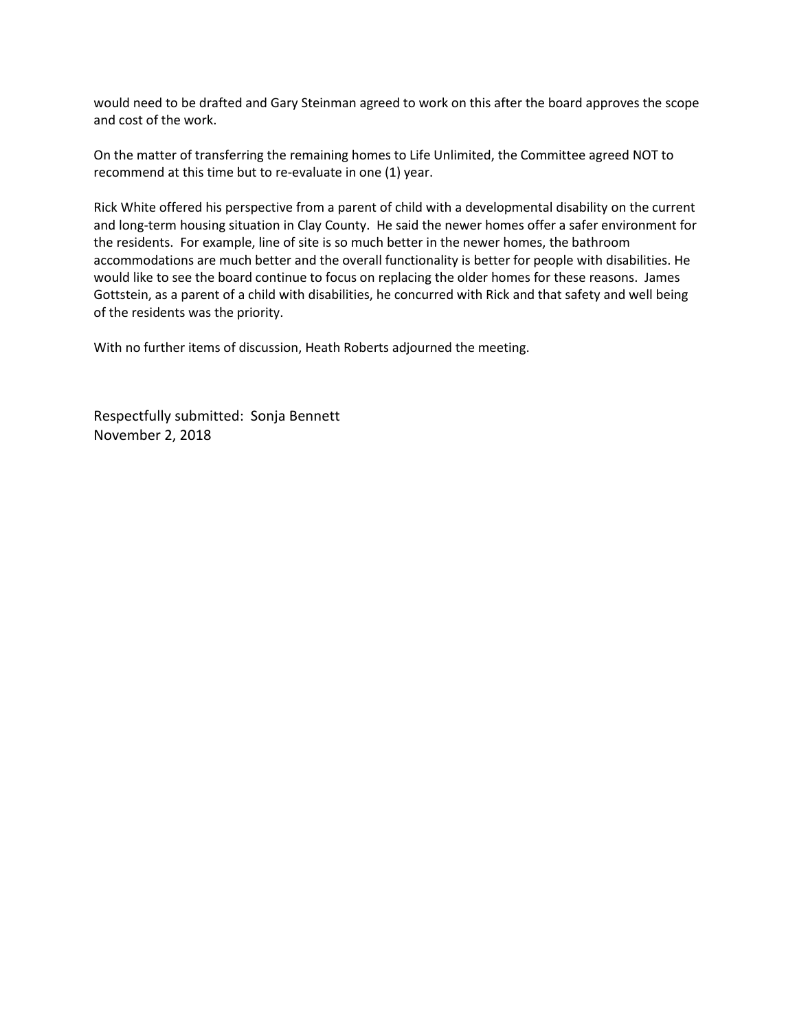would need to be drafted and Gary Steinman agreed to work on this after the board approves the scope and cost of the work.

On the matter of transferring the remaining homes to Life Unlimited, the Committee agreed NOT to recommend at this time but to re-evaluate in one (1) year.

Rick White offered his perspective from a parent of child with a developmental disability on the current and long-term housing situation in Clay County. He said the newer homes offer a safer environment for the residents. For example, line of site is so much better in the newer homes, the bathroom accommodations are much better and the overall functionality is better for people with disabilities. He would like to see the board continue to focus on replacing the older homes for these reasons. James Gottstein, as a parent of a child with disabilities, he concurred with Rick and that safety and well being of the residents was the priority.

With no further items of discussion, Heath Roberts adjourned the meeting.

Respectfully submitted: Sonja Bennett
November 2, 2018